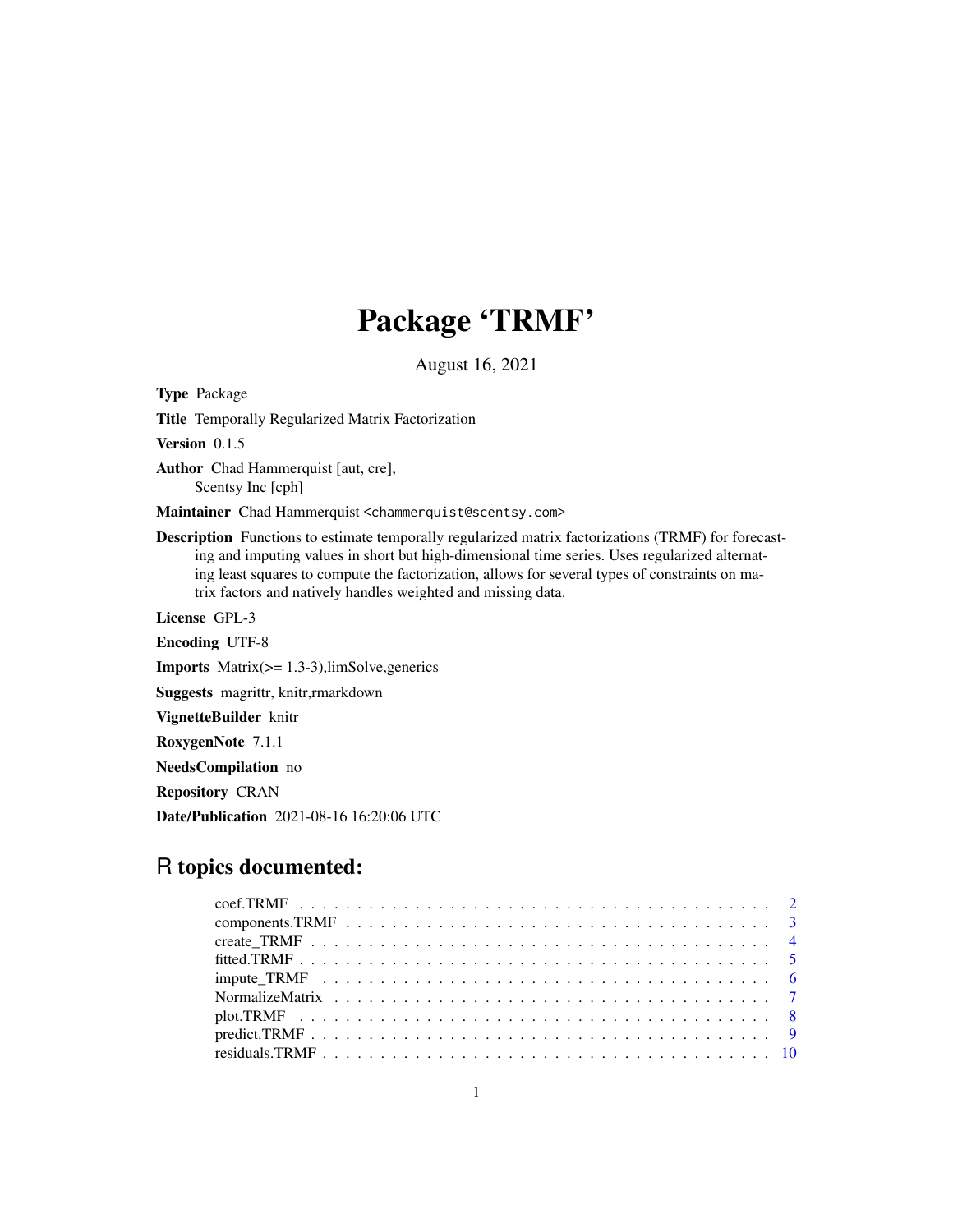# Package 'TRMF'

August 16, 2021

**Type** Package

**Title** Temporally Regularized Matrix Factorization

**Version** 0.1.5

**Author** Chad Hammerquist [aut, cre], Scentsy Inc [cph]

**Maintainer** Chad Hammerquist <chammerquist@scentsy.com>

**Description** Functions to estimate temporally regularized matrix factorizations (TRMF) for forecasting and imputing values in short but high-dimensional time series. Uses regularized alternating least squares to compute the factorization, allows for several types of constraints on matrix factors and natively handles weighted and missing data.

**License** GPL-3

**Encoding** UTF-8

**Imports** Matrix(>= 1.3-3),limSolve,generics

**Suggests** magrittr, knitr,rmarkdown

**VignetteBuilder** knitr

**RoxygenNote** 7.1.1

**NeedsCompilation** no

**Repository** CRAN

**Date/Publication** 2021-08-16 16:20:06 UTC

## R topics documented:

- coef.TRMF . . . . . . . . . . 2
- components.TRMF . . . . . . . . . . 3
- create_TRMF . . . . . . . . . . 4
- fitted.TRMF . . . . . . . . . . 5
- impute_TRMF . . . . . . . . . . 6
- NormalizeMatrix . . . . . . . . . . 7
- plot.TRMF . . . . . . . . . . 8
- predict.TRMF . . . . . . . . . . 9
- residuals.TRMF . . . . . . . . . . 10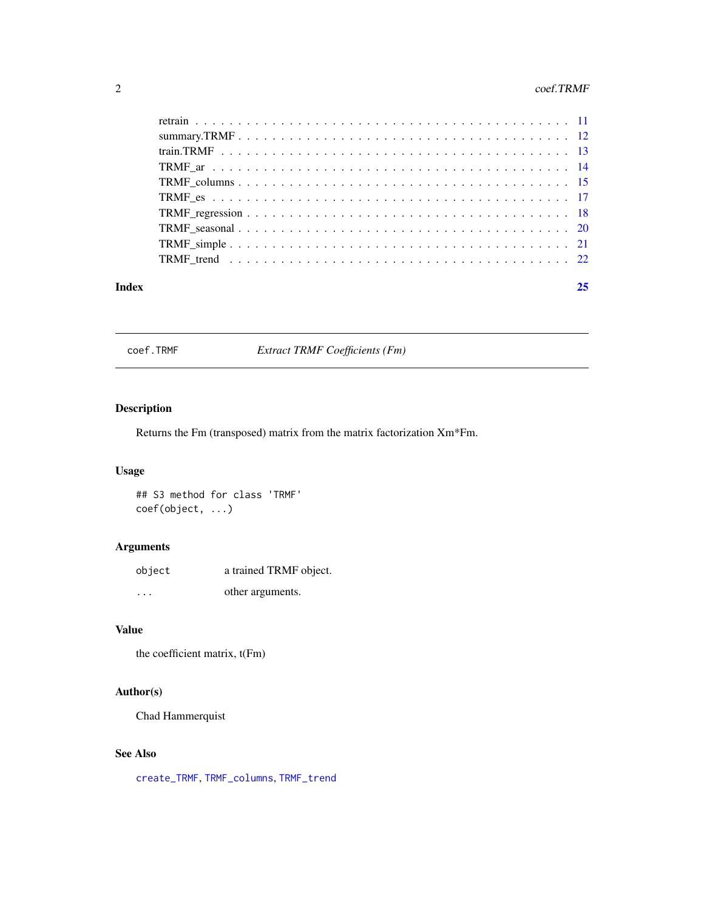| | |
|---|---|
| retrain | 11 |
| summary.TRMF | 12 |
| train.TRMF | 13 |
| TRMF_ar | 14 |
| TRMF_columns | 15 |
| TRMF_es | 17 |
| TRMF_regression | 18 |
| TRMF_seasonal | 20 |
| TRMF_simple | 21 |
| TRMF_trend | 22 |

**Index** 25

---

`coef.TRMF` *Extract TRMF Coefficients (Fm)*

---

## Description

Returns the Fm (transposed) matrix from the matrix factorization Xm*Fm.

## Usage

```
## S3 method for class 'TRMF'
coef(object, ...)
```

## Arguments

| | |
|---|---|
| `object` | a trained TRMF object. |
| `...` | other arguments. |

## Value

the coefficient matrix, t(Fm)

## Author(s)

Chad Hammerquist

## See Also

`create_TRMF`, `TRMF_columns`, `TRMF_trend`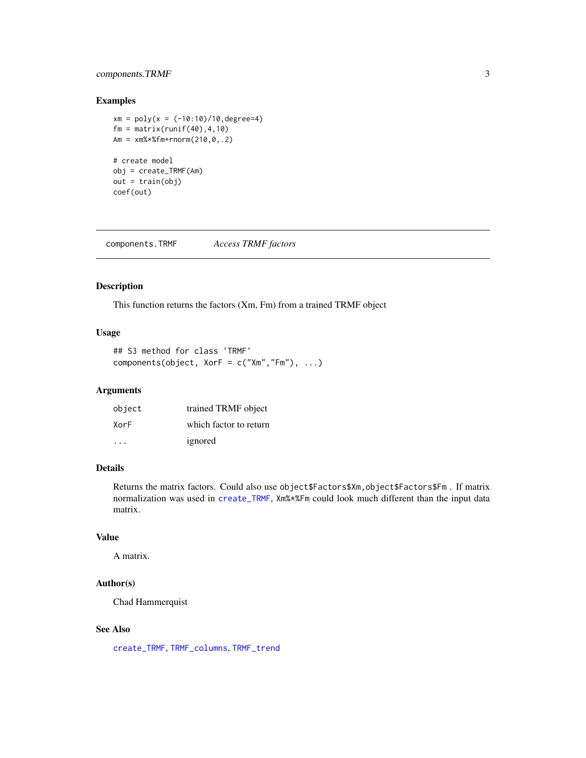## Examples

```
xm = poly(x = (-10:10)/10,degree=4)
fm = matrix(runif(40),4,10)
Am = xm%*%fm+rnorm(210,0,.2)

# create model
obj = create_TRMF(Am)
out = train(obj)
coef(out)
```

---

components.TRMF *Access TRMF factors*

---

### Description

This function returns the factors (Xm, Fm) from a trained TRMF object

### Usage

```
## S3 method for class 'TRMF'
components(object, XorF = c("Xm","Fm"), ...)
```

### Arguments

| | |
|---|---|
| `object` | trained TRMF object |
| `XorF` | which factor to return |
| `...` | ignored |

### Details

Returns the matrix factors. Could also use `object$Factors$Xm`,`object$Factors$Fm` . If matrix normalization was used in `create_TRMF`, `Xm%*%Fm` could look much different than the input data matrix.

### Value

A matrix.

### Author(s)

Chad Hammerquist

### See Also

`create_TRMF`, `TRMF_columns`, `TRMF_trend`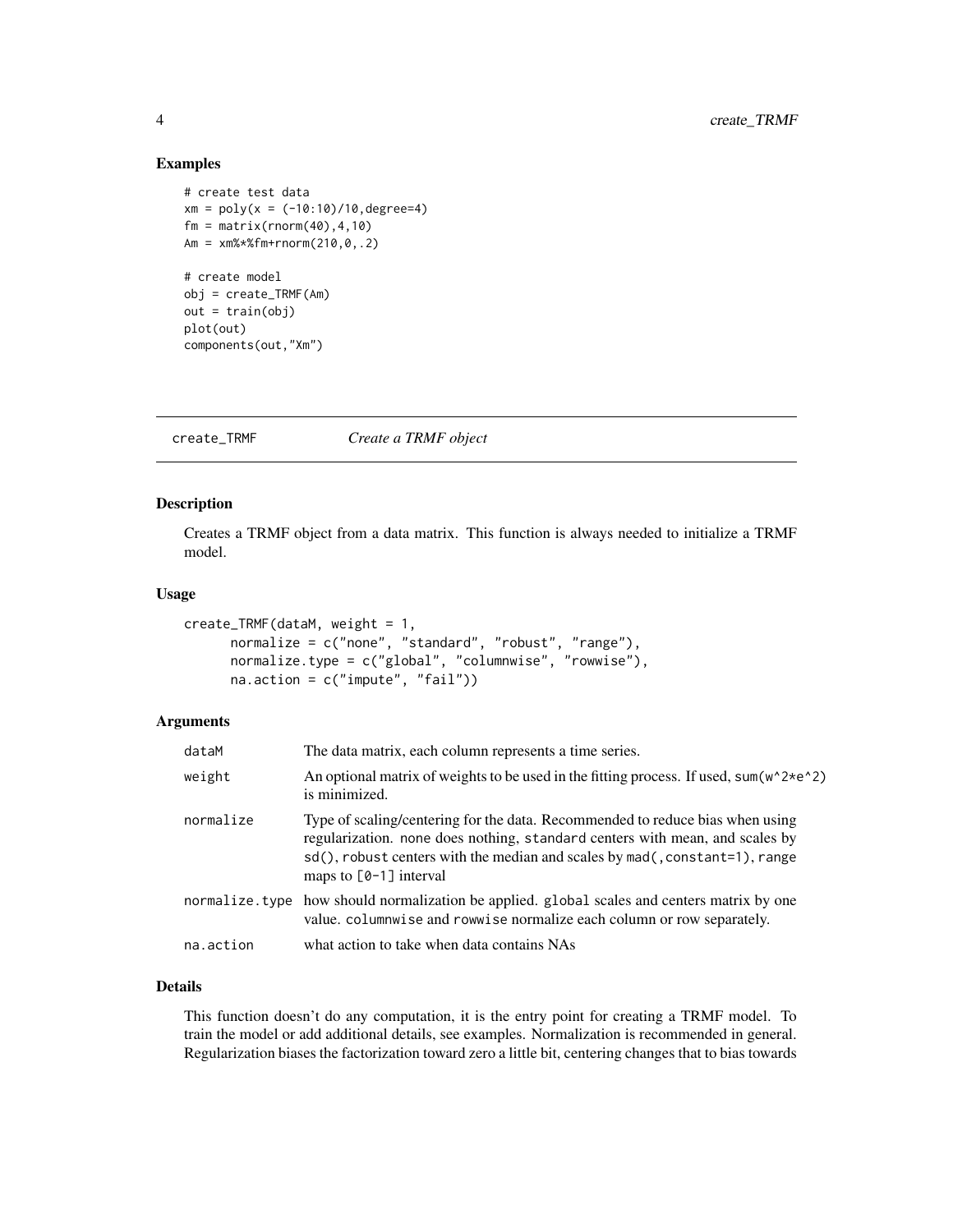## Examples

```
# create test data
xm = poly(x = (-10:10)/10,degree=4)
fm = matrix(rnorm(40),4,10)
Am = xm%*%fm+rnorm(210,0,.2)

# create model
obj = create_TRMF(Am)
out = train(obj)
plot(out)
components(out,"Xm")
```

---

create_TRMF *Create a TRMF object*

---

## Description

Creates a TRMF object from a data matrix. This function is always needed to initialize a TRMF model.

## Usage

```
create_TRMF(dataM, weight = 1,
      normalize = c("none", "standard", "robust", "range"),
      normalize.type = c("global", "columnwise", "rowwise"),
      na.action = c("impute", "fail"))
```

## Arguments

| | |
|---|---|
| dataM | The data matrix, each column represents a time series. |
| weight | An optional matrix of weights to be used in the fitting process. If used, `sum(w^2*e^2)` is minimized. |
| normalize | Type of scaling/centering for the data. Recommended to reduce bias when using regularization. `none` does nothing, `standard` centers with mean, and scales by `sd()`, `robust` centers with the median and scales by `mad(,constant=1)`, `range` maps to `[0-1]` interval |
| normalize.type | how should normalization be applied. `global` scales and centers matrix by one value. `columnwise` and `rowwise` normalize each column or row separately. |
| na.action | what action to take when data contains NAs |

## Details

This function doesn't do any computation, it is the entry point for creating a TRMF model. To train the model or add additional details, see examples. Normalization is recommended in general. Regularization biases the factorization toward zero a little bit, centering changes that to bias towards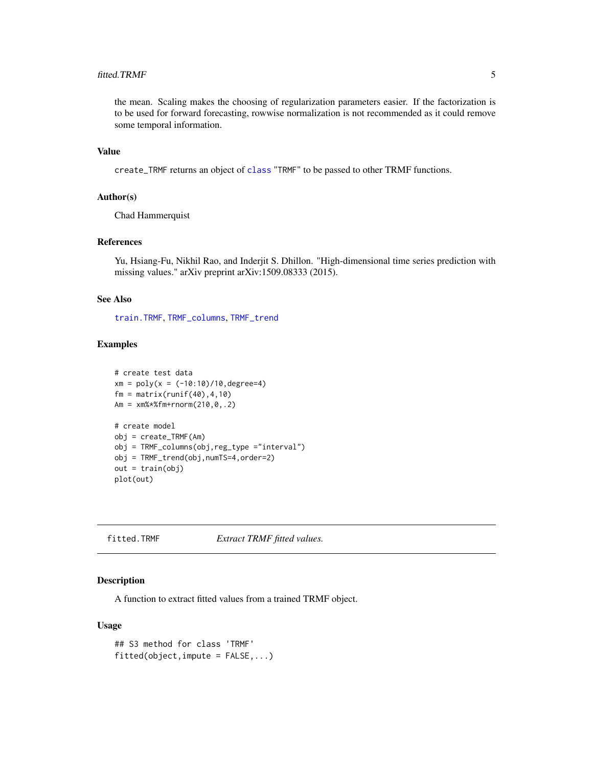the mean. Scaling makes the choosing of regularization parameters easier. If the factorization is to be used for forward forecasting, rowwise normalization is not recommended as it could remove some temporal information.

### Value

create_TRMF returns an object of class "TRMF" to be passed to other TRMF functions.

### Author(s)

Chad Hammerquist

### References

Yu, Hsiang-Fu, Nikhil Rao, and Inderjit S. Dhillon. "High-dimensional time series prediction with missing values." arXiv preprint arXiv:1509.08333 (2015).

### See Also

train.TRMF, TRMF_columns, TRMF_trend

### Examples

```
# create test data
xm = poly(x = (-10:10)/10,degree=4)
fm = matrix(runif(40),4,10)
Am = xm%*%fm+rnorm(210,0,.2)

# create model
obj = create_TRMF(Am)
obj = TRMF_columns(obj,reg_type ="interval")
obj = TRMF_trend(obj,numTS=4,order=2)
out = train(obj)
plot(out)
```

---

## fitted.TRMF — *Extract TRMF fitted values.*

### Description

A function to extract fitted values from a trained TRMF object.

### Usage

```
## S3 method for class 'TRMF'
fitted(object,impute = FALSE,...)
```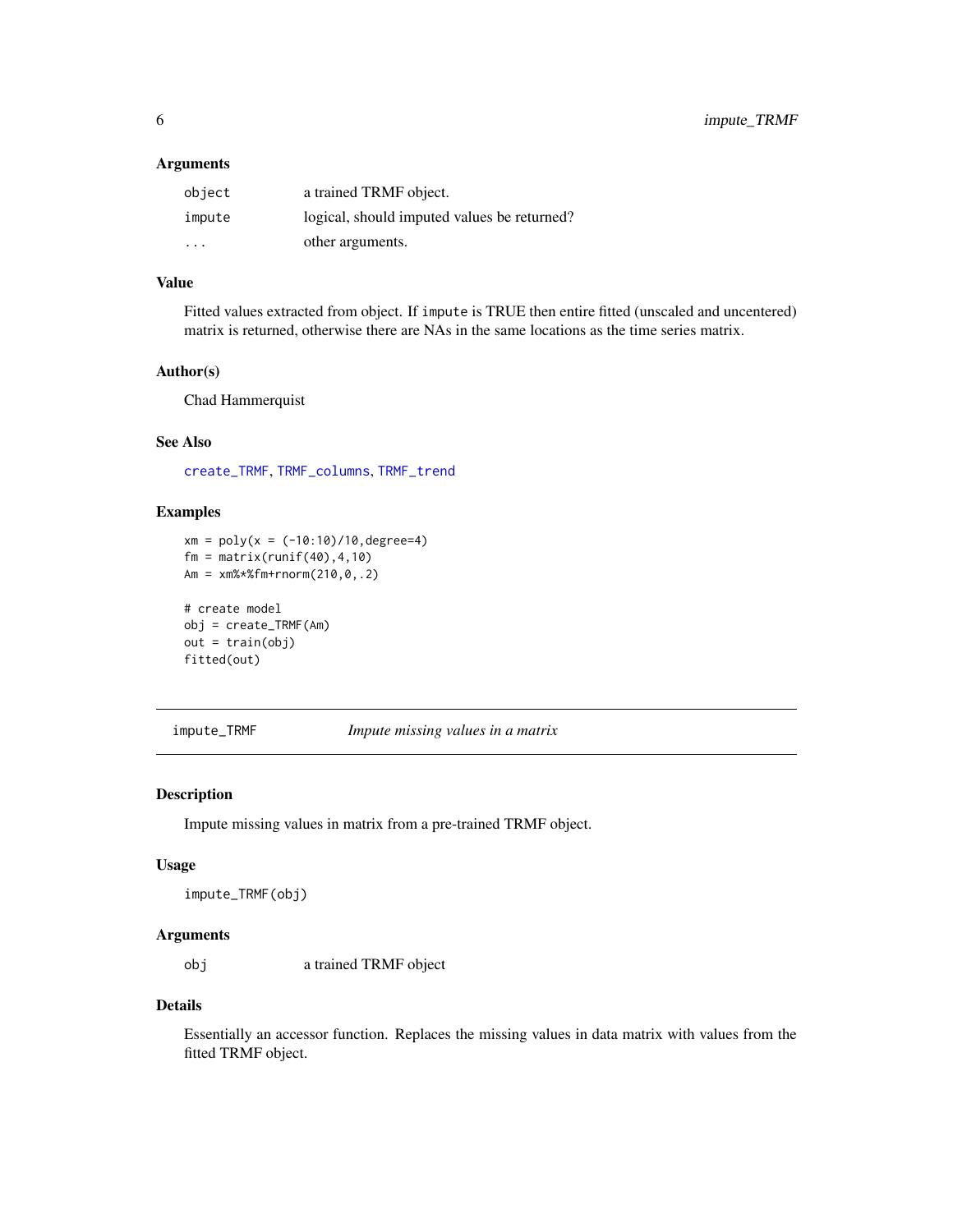### Arguments

| | |
|---|---|
| object | a trained TRMF object. |
| impute | logical, should imputed values be returned? |
| ... | other arguments. |

### Value

Fitted values extracted from object. If `impute` is TRUE then entire fitted (unscaled and uncentered) matrix is returned, otherwise there are NAs in the same locations as the time series matrix.

### Author(s)

Chad Hammerquist

### See Also

create_TRMF, TRMF_columns, TRMF_trend

### Examples

```
xm = poly(x = (-10:10)/10,degree=4)
fm = matrix(runif(40),4,10)
Am = xm%*%fm+rnorm(210,0,.2)

# create model
obj = create_TRMF(Am)
out = train(obj)
fitted(out)
```

---

## impute_TRMF — *Impute missing values in a matrix*

### Description

Impute missing values in matrix from a pre-trained TRMF object.

### Usage

```
impute_TRMF(obj)
```

### Arguments

| | |
|---|---|
| obj | a trained TRMF object |

### Details

Essentially an accessor function. Replaces the missing values in data matrix with values from the fitted TRMF object.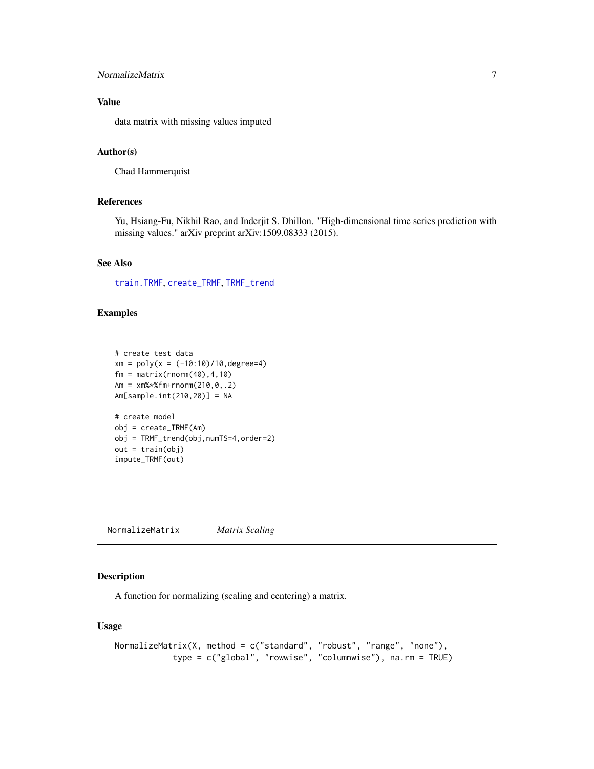### Value

data matrix with missing values imputed

### Author(s)

Chad Hammerquist

### References

Yu, Hsiang-Fu, Nikhil Rao, and Inderjit S. Dhillon. "High-dimensional time series prediction with missing values." arXiv preprint arXiv:1509.08333 (2015).

### See Also

train.TRMF, create_TRMF, TRMF_trend

### Examples

```
# create test data
xm = poly(x = (-10:10)/10,degree=4)
fm = matrix(rnorm(40),4,10)
Am = xm%*%fm+rnorm(210,0,.2)
Am[sample.int(210,20)] = NA

# create model
obj = create_TRMF(Am)
obj = TRMF_trend(obj,numTS=4,order=2)
out = train(obj)
impute_TRMF(out)
```

---

## NormalizeMatrix *Matrix Scaling*

### Description

A function for normalizing (scaling and centering) a matrix.

### Usage

```
NormalizeMatrix(X, method = c("standard", "robust", "range", "none"),
            type = c("global", "rowwise", "columnwise"), na.rm = TRUE)
```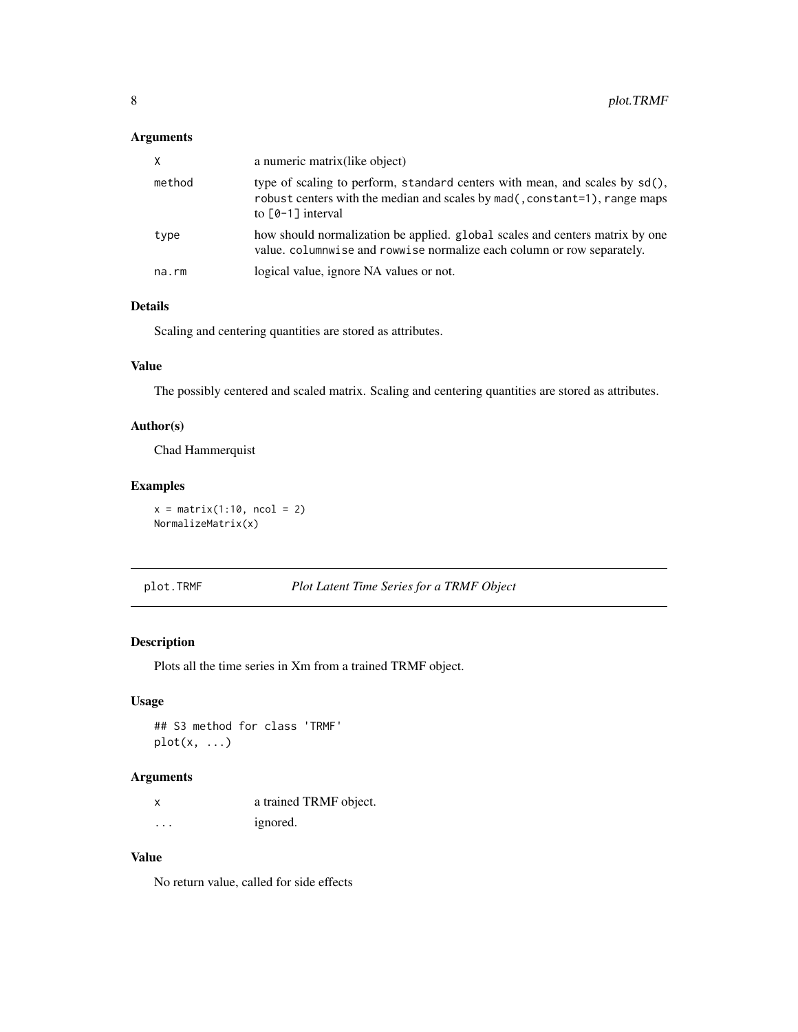### Arguments

| | |
|---|---|
| X | a numeric matrix(like object) |
| method | type of scaling to perform, `standard` centers with mean, and scales by `sd()`, `robust` centers with the median and scales by `mad(,constant=1)`, `range` maps to `[0-1]` interval |
| type | how should normalization be applied. `global` scales and centers matrix by one value. `columnwise` and `rowwise` normalize each column or row separately. |
| na.rm | logical value, ignore NA values or not. |

### Details

Scaling and centering quantities are stored as attributes.

### Value

The possibly centered and scaled matrix. Scaling and centering quantities are stored as attributes.

### Author(s)

Chad Hammerquist

### Examples

```
x = matrix(1:10, ncol = 2)
NormalizeMatrix(x)
```

---

## plot.TRMF — *Plot Latent Time Series for a TRMF Object*

### Description

Plots all the time series in Xm from a trained TRMF object.

### Usage

```
## S3 method for class 'TRMF'
plot(x, ...)
```

### Arguments

| | |
|---|---|
| x | a trained TRMF object. |
| ... | ignored. |

### Value

No return value, called for side effects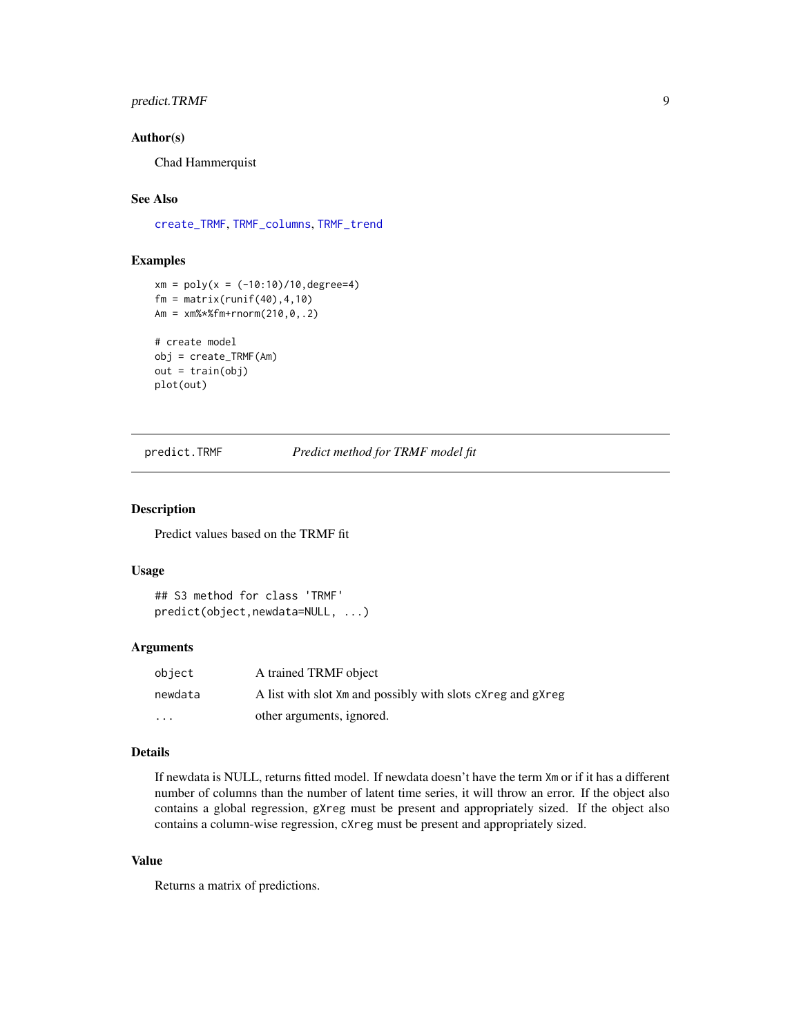### Author(s)

Chad Hammerquist

### See Also

create_TRMF, TRMF_columns, TRMF_trend

### Examples

```
xm = poly(x = (-10:10)/10,degree=4)
fm = matrix(runif(40),4,10)
Am = xm%*%fm+rnorm(210,0,.2)

# create model
obj = create_TRMF(Am)
out = train(obj)
plot(out)
```

---

## predict.TRMF *Predict method for TRMF model fit*

---

### Description

Predict values based on the TRMF fit

### Usage

```
## S3 method for class 'TRMF'
predict(object,newdata=NULL, ...)
```

### Arguments

| | |
|---|---|
| object | A trained TRMF object |
| newdata | A list with slot `Xm` and possibly with slots `cXreg` and `gXreg` |
| ... | other arguments, ignored. |

### Details

If newdata is NULL, returns fitted model. If newdata doesn't have the term `Xm` or if it has a different number of columns than the number of latent time series, it will throw an error. If the object also contains a global regression, `gXreg` must be present and appropriately sized. If the object also contains a column-wise regression, `cXreg` must be present and appropriately sized.

### Value

Returns a matrix of predictions.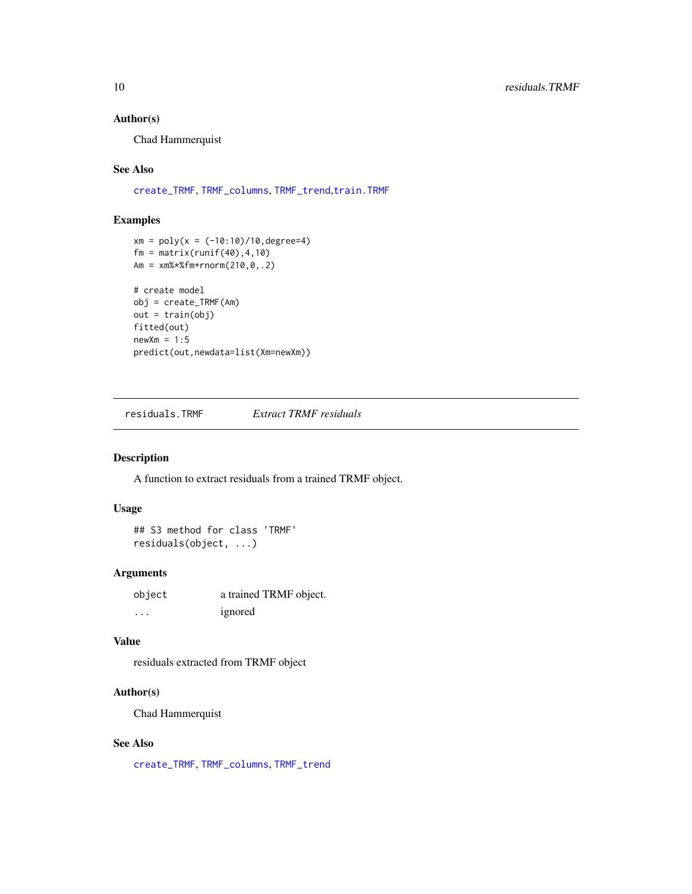### Author(s)

Chad Hammerquist

### See Also

create_TRMF, TRMF_columns, TRMF_trend,train.TRMF

### Examples

```
xm = poly(x = (-10:10)/10,degree=4)
fm = matrix(runif(40),4,10)
Am = xm%*%fm+rnorm(210,0,.2)

# create model
obj = create_TRMF(Am)
out = train(obj)
fitted(out)
newXm = 1:5
predict(out,newdata=list(Xm=newXm))
```

---

## residuals.TRMF *Extract TRMF residuals*

### Description

A function to extract residuals from a trained TRMF object.

### Usage

```
## S3 method for class 'TRMF'
residuals(object, ...)
```

### Arguments

| | |
|---|---|
| object | a trained TRMF object. |
| ... | ignored |

### Value

residuals extracted from TRMF object

### Author(s)

Chad Hammerquist

### See Also

create_TRMF, TRMF_columns, TRMF_trend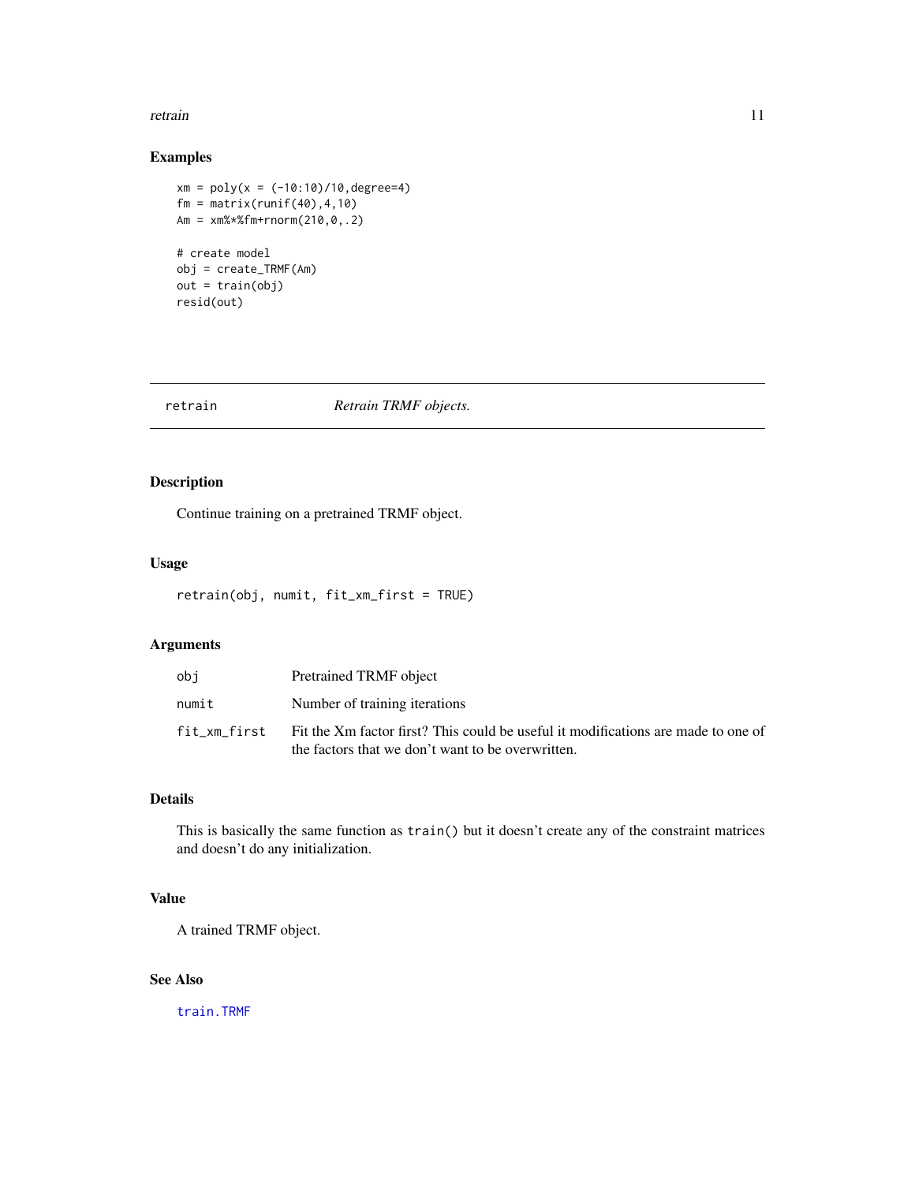## Examples

```
xm = poly(x = (-10:10)/10,degree=4)
fm = matrix(runif(40),4,10)
Am = xm%*%fm+rnorm(210,0,.2)

# create model
obj = create_TRMF(Am)
out = train(obj)
resid(out)
```

---

# retrain *Retrain TRMF objects.*

---

### Description

Continue training on a pretrained TRMF object.

### Usage

```
retrain(obj, numit, fit_xm_first = TRUE)
```

### Arguments

| | |
|---|---|
| `obj` | Pretrained TRMF object |
| `numit` | Number of training iterations |
| `fit_xm_first` | Fit the Xm factor first? This could be useful it modifications are made to one of the factors that we don't want to be overwritten. |

### Details

This is basically the same function as `train()` but it doesn't create any of the constraint matrices and doesn't do any initialization.

### Value

A trained TRMF object.

### See Also

`train.TRMF`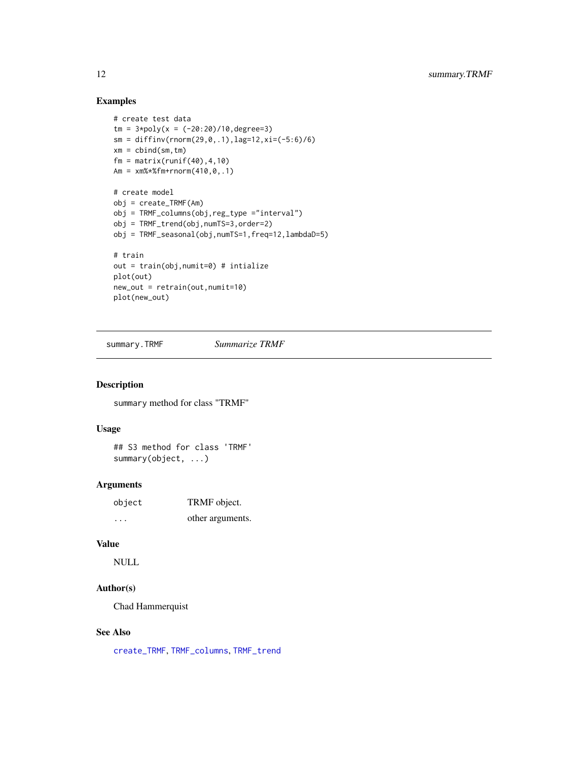## Examples

```
# create test data
tm = 3*poly(x = (-20:20)/10,degree=3)
sm = diffinv(rnorm(29,0,.1),lag=12,xi=(-5:6)/6)
xm = cbind(sm,tm)
fm = matrix(runif(40),4,10)
Am = xm%*%fm+rnorm(410,0,.1)

# create model
obj = create_TRMF(Am)
obj = TRMF_columns(obj,reg_type ="interval")
obj = TRMF_trend(obj,numTS=3,order=2)
obj = TRMF_seasonal(obj,numTS=1,freq=12,lambdaD=5)

# train
out = train(obj,numit=0) # intialize
plot(out)
new_out = retrain(out,numit=10)
plot(new_out)
```

---

# summary.TRMF — *Summarize TRMF*

## Description

`summary` method for class "TRMF"

## Usage

```
## S3 method for class 'TRMF'
summary(object, ...)
```

## Arguments

| | |
|---|---|
| `object` | TRMF object. |
| `...` | other arguments. |

## Value

NULL

## Author(s)

Chad Hammerquist

## See Also

`create_TRMF`, `TRMF_columns`, `TRMF_trend`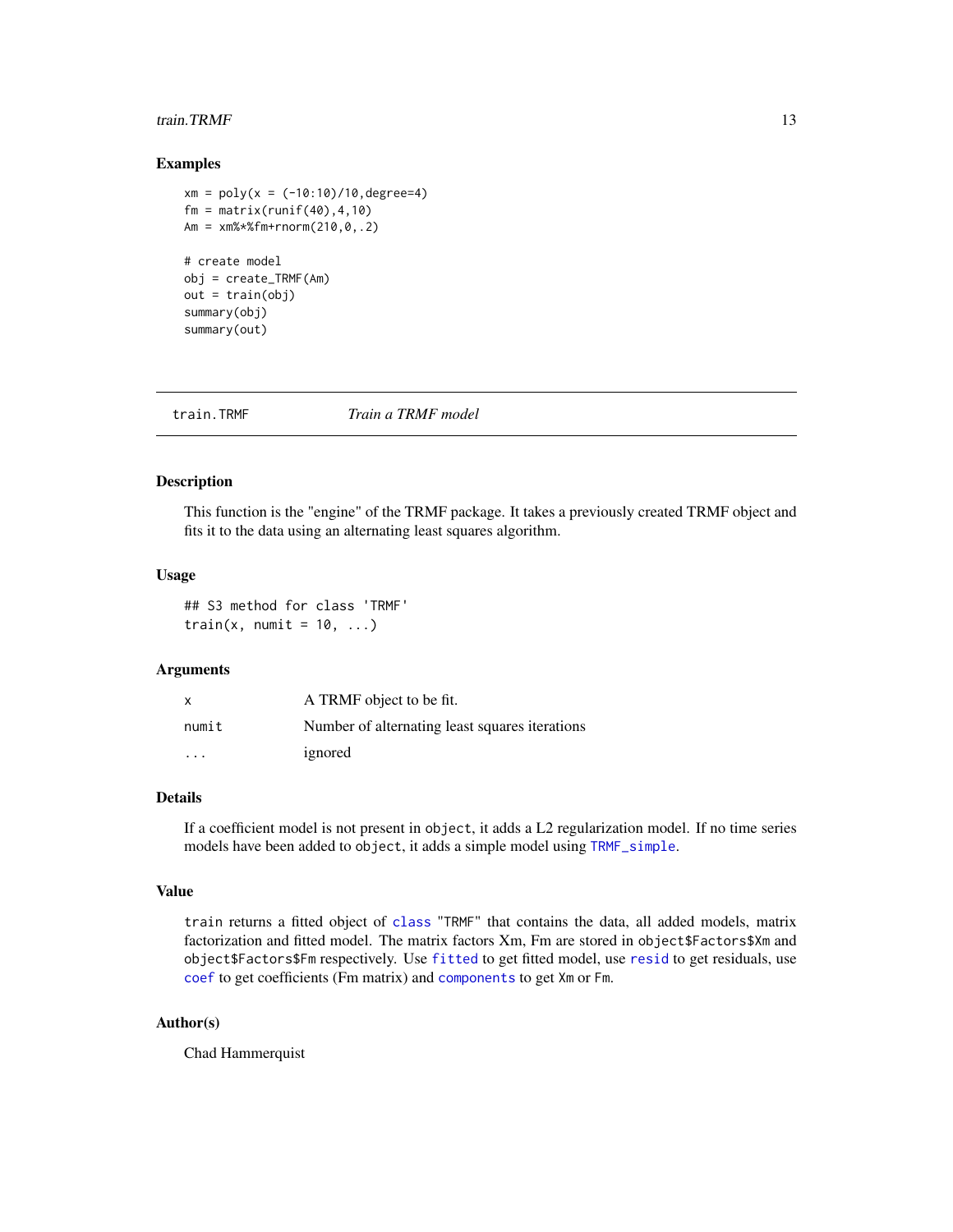## Examples

```
xm = poly(x = (-10:10)/10,degree=4)
fm = matrix(runif(40),4,10)
Am = xm%*%fm+rnorm(210,0,.2)

# create model
obj = create_TRMF(Am)
out = train(obj)
summary(obj)
summary(out)
```

---

# train.TRMF *Train a TRMF model*

## Description

This function is the "engine" of the TRMF package. It takes a previously created TRMF object and fits it to the data using an alternating least squares algorithm.

## Usage

```
## S3 method for class 'TRMF'
train(x, numit = 10, ...)
```

## Arguments

| | |
|---|---|
| x | A TRMF object to be fit. |
| numit | Number of alternating least squares iterations |
| ... | ignored |

## Details

If a coefficient model is not present in `object`, it adds a L2 regularization model. If no time series models have been added to `object`, it adds a simple model using `TRMF_simple`.

## Value

`train` returns a fitted object of `class` "TRMF" that contains the data, all added models, matrix factorization and fitted model. The matrix factors Xm, Fm are stored in `object$Factors$Xm` and `object$Factors$Fm` respectively. Use `fitted` to get fitted model, use `resid` to get residuals, use `coef` to get coefficients (Fm matrix) and `components` to get `Xm` or `Fm`.

## Author(s)

Chad Hammerquist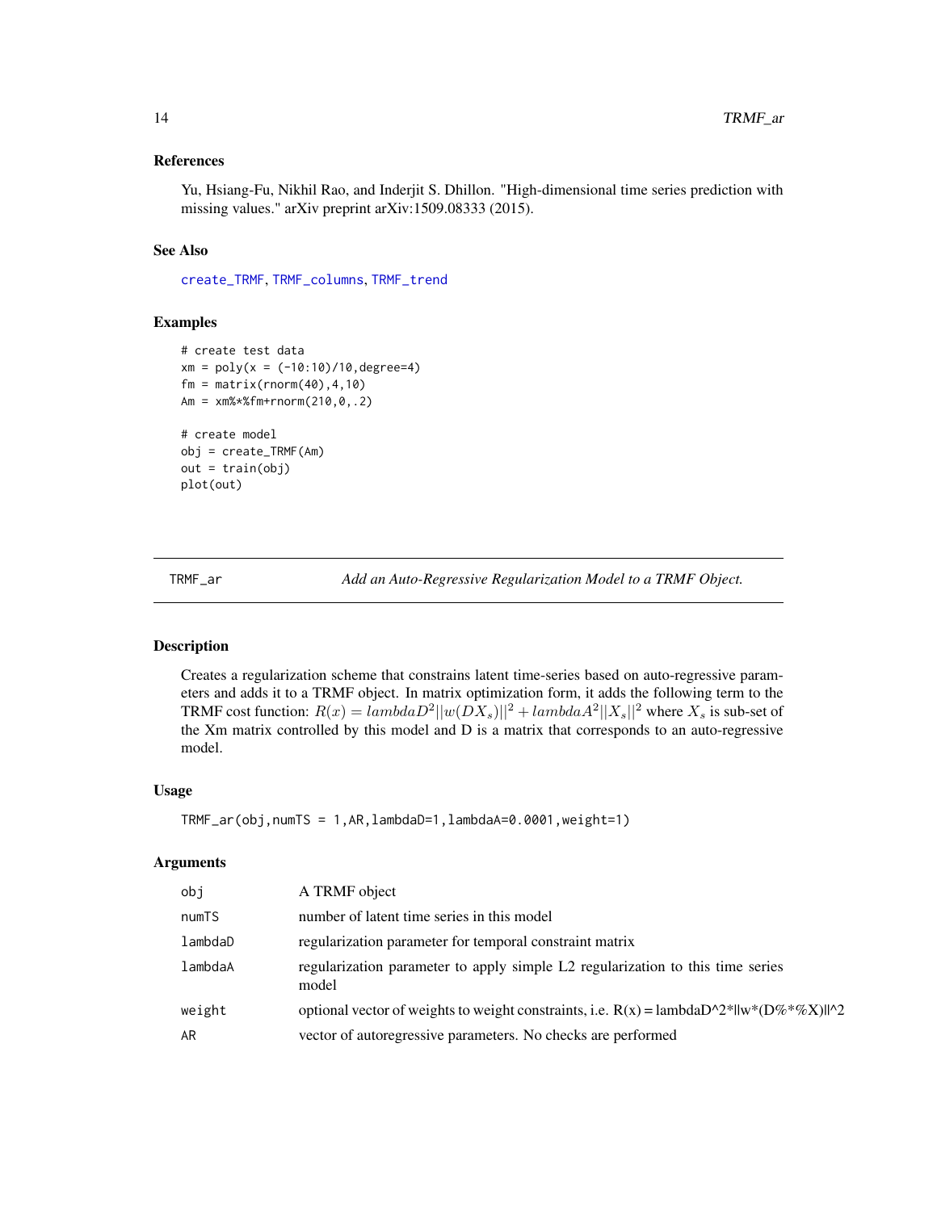## References

Yu, Hsiang-Fu, Nikhil Rao, and Inderjit S. Dhillon. "High-dimensional time series prediction with missing values." arXiv preprint arXiv:1509.08333 (2015).

## See Also

create_TRMF, TRMF_columns, TRMF_trend

## Examples

```
# create test data
xm = poly(x = (-10:10)/10,degree=4)
fm = matrix(rnorm(40),4,10)
Am = xm%*%fm+rnorm(210,0,.2)

# create model
obj = create_TRMF(Am)
out = train(obj)
plot(out)
```

---

TRMF_ar — *Add an Auto-Regressive Regularization Model to a TRMF Object.*

---

## Description

Creates a regularization scheme that constrains latent time-series based on auto-regressive parameters and adds it to a TRMF object. In matrix optimization form, it adds the following term to the TRMF cost function: $R(x) = lambdaD^2||w(DX_s)||^2 + lambdaA^2||X_s||^2$ where $X_s$ is sub-set of the Xm matrix controlled by this model and D is a matrix that corresponds to an auto-regressive model.

## Usage

```
TRMF_ar(obj,numTS = 1,AR,lambdaD=1,lambdaA=0.0001,weight=1)
```

## Arguments

| | |
|---|---|
| obj | A TRMF object |
| numTS | number of latent time series in this model |
| lambdaD | regularization parameter for temporal constraint matrix |
| lambdaA | regularization parameter to apply simple L2 regularization to this time series model |
| weight | optional vector of weights to weight constraints, i.e. R(x) = lambdaD^2*\|\|w*(D%*%X)\|\|^2 |
| AR | vector of autoregressive parameters. No checks are performed |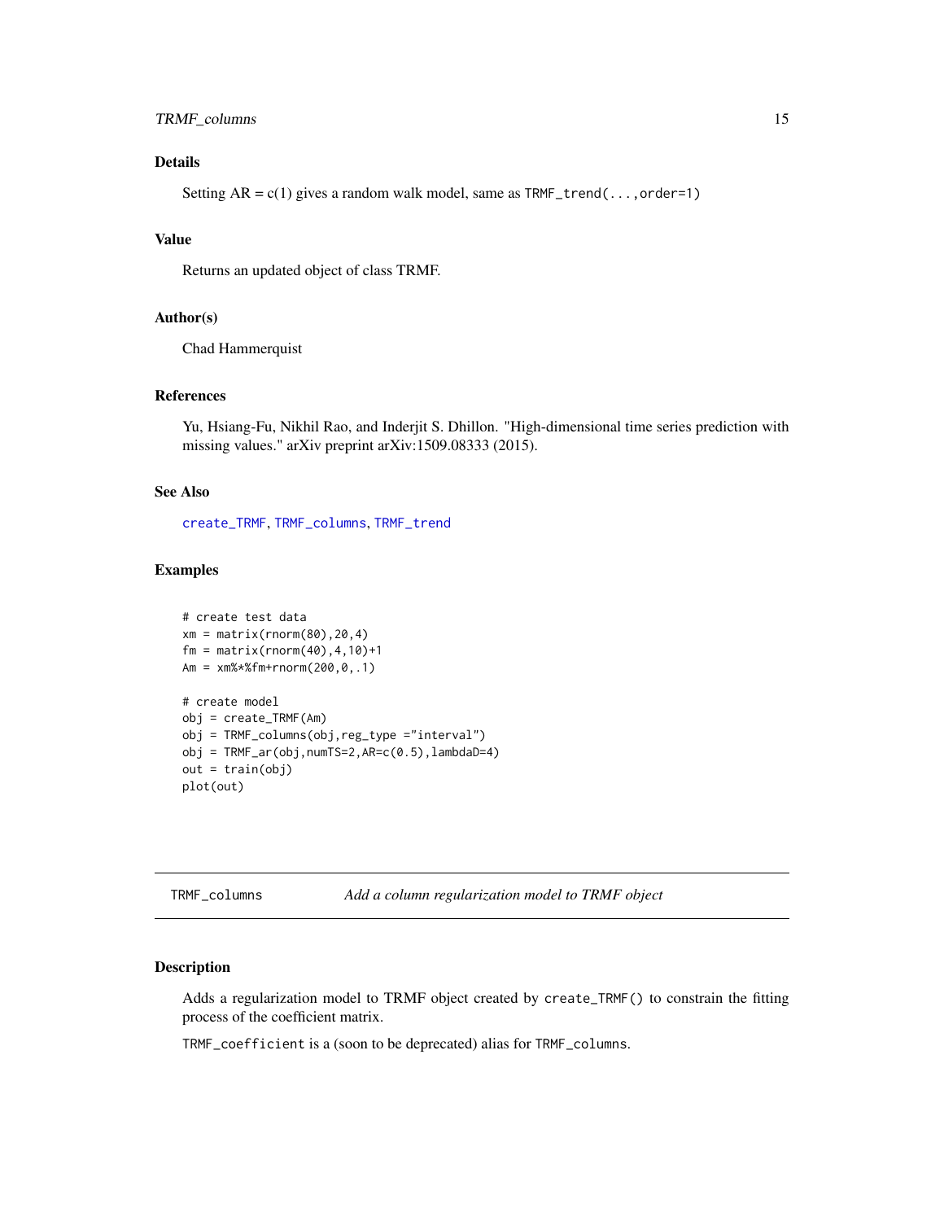## Details

Setting AR = c(1) gives a random walk model, same as `TRMF_trend(...,order=1)`

## Value

Returns an updated object of class TRMF.

## Author(s)

Chad Hammerquist

## References

Yu, Hsiang-Fu, Nikhil Rao, and Inderjit S. Dhillon. "High-dimensional time series prediction with missing values." arXiv preprint arXiv:1509.08333 (2015).

## See Also

create_TRMF, TRMF_columns, TRMF_trend

## Examples

```
# create test data
xm = matrix(rnorm(80),20,4)
fm = matrix(rnorm(40),4,10)+1
Am = xm%*%fm+rnorm(200,0,.1)

# create model
obj = create_TRMF(Am)
obj = TRMF_columns(obj,reg_type ="interval")
obj = TRMF_ar(obj,numTS=2,AR=c(0.5),lambdaD=4)
out = train(obj)
plot(out)
```

---

# TRMF_columns — *Add a column regularization model to TRMF object*

## Description

Adds a regularization model to TRMF object created by `create_TRMF()` to constrain the fitting process of the coefficient matrix.

`TRMF_coefficient` is a (soon to be deprecated) alias for `TRMF_columns`.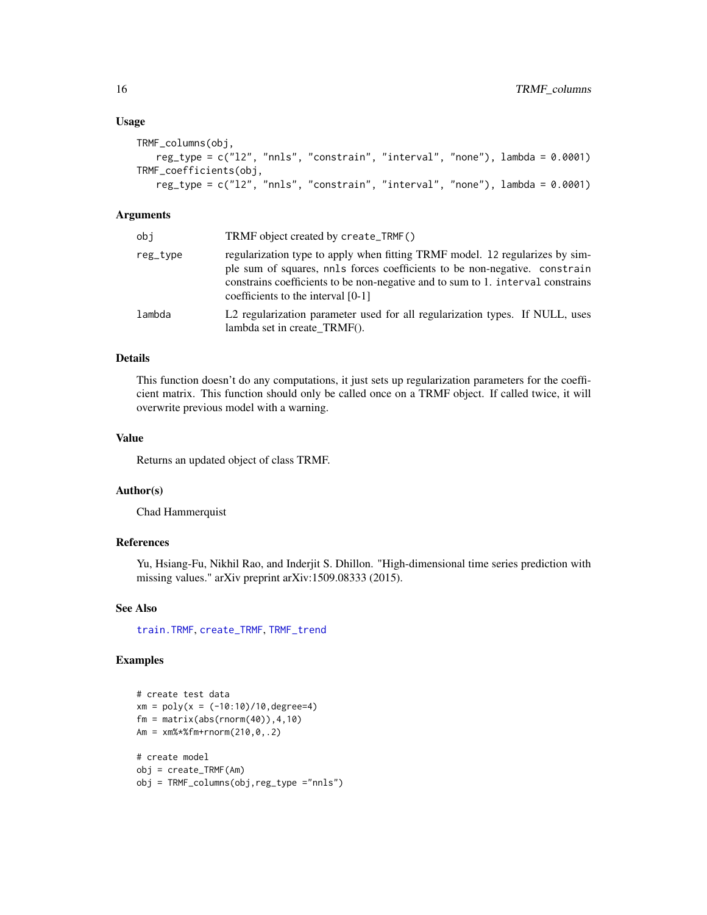### Usage

```
TRMF_columns(obj,
    reg_type = c("l2", "nnls", "constrain", "interval", "none"), lambda = 0.0001)
TRMF_coefficients(obj,
    reg_type = c("l2", "nnls", "constrain", "interval", "none"), lambda = 0.0001)
```

### Arguments

| | |
|---|---|
| `obj` | TRMF object created by `create_TRMF()` |
| `reg_type` | regularization type to apply when fitting TRMF model. `l2` regularizes by simple sum of squares, `nnls` forces coefficients to be non-negative. `constrain` constrains coefficients to be non-negative and to sum to 1. `interval` constrains coefficients to the interval [0-1] |
| `lambda` | L2 regularization parameter used for all regularization types. If NULL, uses lambda set in create_TRMF(). |

### Details

This function doesn't do any computations, it just sets up regularization parameters for the coefficient matrix. This function should only be called once on a TRMF object. If called twice, it will overwrite previous model with a warning.

### Value

Returns an updated object of class TRMF.

### Author(s)

Chad Hammerquist

### References

Yu, Hsiang-Fu, Nikhil Rao, and Inderjit S. Dhillon. "High-dimensional time series prediction with missing values." arXiv preprint arXiv:1509.08333 (2015).

### See Also

`train.TRMF`, `create_TRMF`, `TRMF_trend`

### Examples

```
# create test data
xm = poly(x = (-10:10)/10,degree=4)
fm = matrix(abs(rnorm(40)),4,10)
Am = xm%*%fm+rnorm(210,0,.2)

# create model
obj = create_TRMF(Am)
obj = TRMF_columns(obj,reg_type ="nnls")
```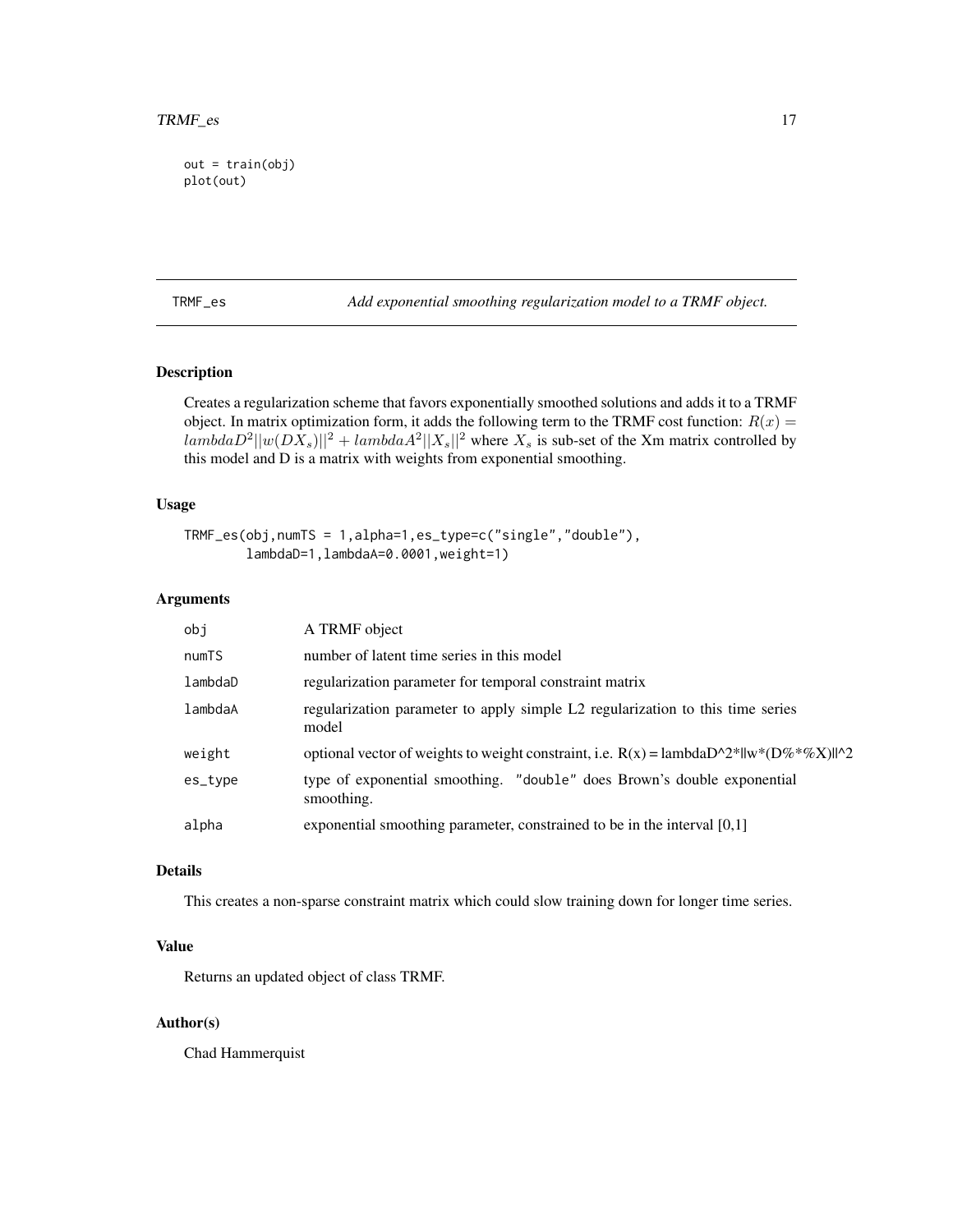```
out = train(obj)
plot(out)
```

## TRMF_es — *Add exponential smoothing regularization model to a TRMF object.*

### Description

Creates a regularization scheme that favors exponentially smoothed solutions and adds it to a TRMF object. In matrix optimization form, it adds the following term to the TRMF cost function: $R(x) = lambdaD^2||w(DX_s)||^2 + lambdaA^2||X_s||^2$ where $X_s$ is sub-set of the Xm matrix controlled by this model and D is a matrix with weights from exponential smoothing.

### Usage

```
TRMF_es(obj,numTS = 1,alpha=1,es_type=c("single","double"),
        lambdaD=1,lambdaA=0.0001,weight=1)
```

### Arguments

| | |
|---|---|
| obj | A TRMF object |
| numTS | number of latent time series in this model |
| lambdaD | regularization parameter for temporal constraint matrix |
| lambdaA | regularization parameter to apply simple L2 regularization to this time series model |
| weight | optional vector of weights to weight constraint, i.e. R(x) = lambdaD^2*\|\|w*(D%*%X)\|\|^2 |
| es_type | type of exponential smoothing. "double" does Brown's double exponential smoothing. |
| alpha | exponential smoothing parameter, constrained to be in the interval [0,1] |

### Details

This creates a non-sparse constraint matrix which could slow training down for longer time series.

### Value

Returns an updated object of class TRMF.

### Author(s)

Chad Hammerquist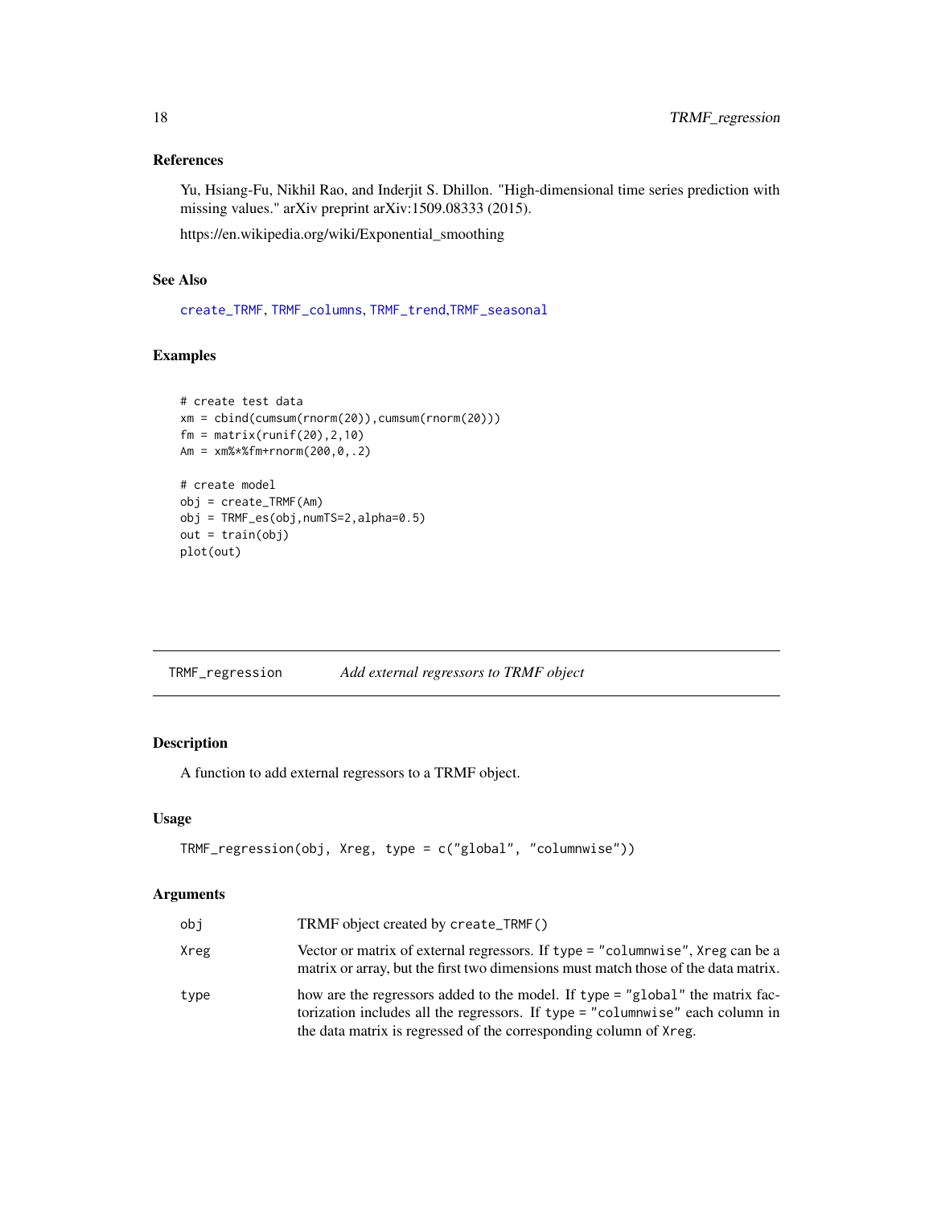### References

Yu, Hsiang-Fu, Nikhil Rao, and Inderjit S. Dhillon. "High-dimensional time series prediction with missing values." arXiv preprint arXiv:1509.08333 (2015).

https://en.wikipedia.org/wiki/Exponential_smoothing

### See Also

create_TRMF, TRMF_columns, TRMF_trend,TRMF_seasonal

### Examples

```
# create test data
xm = cbind(cumsum(rnorm(20)),cumsum(rnorm(20)))
fm = matrix(runif(20),2,10)
Am = xm%*%fm+rnorm(200,0,.2)

# create model
obj = create_TRMF(Am)
obj = TRMF_es(obj,numTS=2,alpha=0.5)
out = train(obj)
plot(out)
```

---

## TRMF_regression — *Add external regressors to TRMF object*

### Description

A function to add external regressors to a TRMF object.

### Usage

```
TRMF_regression(obj, Xreg, type = c("global", "columnwise"))
```

### Arguments

| | |
|---|---|
| obj | TRMF object created by `create_TRMF()` |
| Xreg | Vector or matrix of external regressors. If `type = "columnwise"`, `Xreg` can be a matrix or array, but the first two dimensions must match those of the data matrix. |
| type | how are the regressors added to the model. If `type = "global"` the matrix factorization includes all the regressors. If `type = "columnwise"` each column in the data matrix is regressed of the corresponding column of `Xreg`. |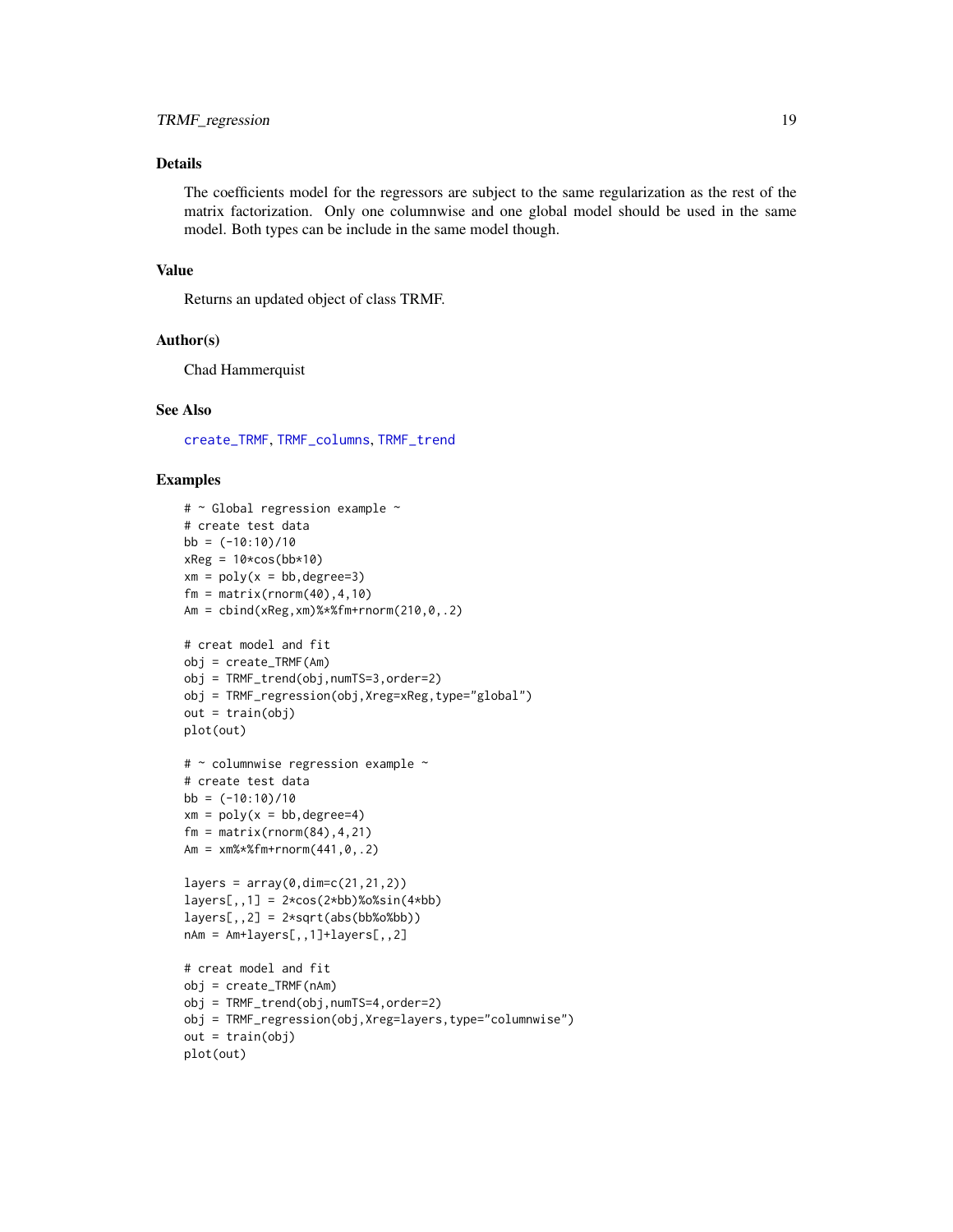### Details

The coefficients model for the regressors are subject to the same regularization as the rest of the matrix factorization. Only one columnwise and one global model should be used in the same model. Both types can be include in the same model though.

### Value

Returns an updated object of class TRMF.

### Author(s)

Chad Hammerquist

### See Also

create_TRMF, TRMF_columns, TRMF_trend

### Examples

```
# ~ Global regression example ~
# create test data
bb = (-10:10)/10
xReg = 10*cos(bb*10)
xm = poly(x = bb,degree=3)
fm = matrix(rnorm(40),4,10)
Am = cbind(xReg,xm)%*%fm+rnorm(210,0,.2)

# creat model and fit
obj = create_TRMF(Am)
obj = TRMF_trend(obj,numTS=3,order=2)
obj = TRMF_regression(obj,Xreg=xReg,type="global")
out = train(obj)
plot(out)

# ~ columnwise regression example ~
# create test data
bb = (-10:10)/10
xm = poly(x = bb,degree=4)
fm = matrix(rnorm(84),4,21)
Am = xm%*%fm+rnorm(441,0,.2)

layers = array(0,dim=c(21,21,2))
layers[,,1] = 2*cos(2*bb)%o%sin(4*bb)
layers[,,2] = 2*sqrt(abs(bb%o%bb))
nAm = Am+layers[,,1]+layers[,,2]

# creat model and fit
obj = create_TRMF(nAm)
obj = TRMF_trend(obj,numTS=4,order=2)
obj = TRMF_regression(obj,Xreg=layers,type="columnwise")
out = train(obj)
plot(out)
```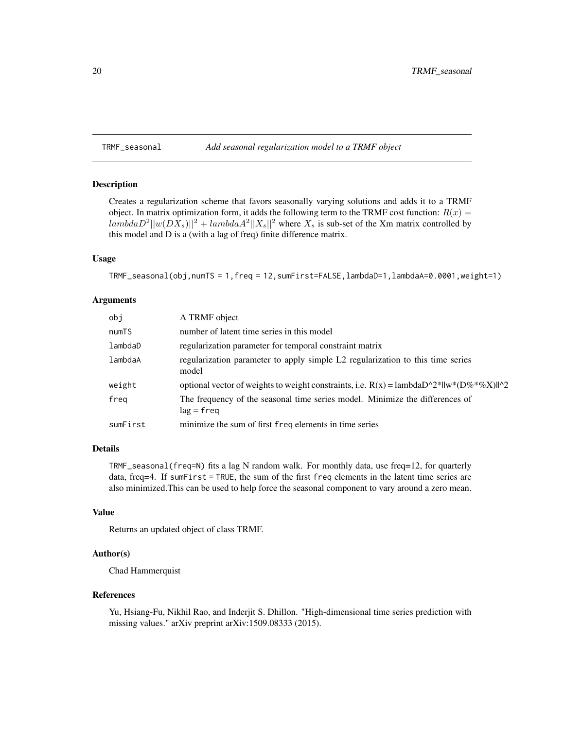# TRMF_seasonal — *Add seasonal regularization model to a TRMF object*

## Description

Creates a regularization scheme that favors seasonally varying solutions and adds it to a TRMF object. In matrix optimization form, it adds the following term to the TRMF cost function: $R(x) = lambdaD^2||w(DX_s)||^2 + lambdaA^2||X_s||^2$ where $X_s$ is sub-set of the Xm matrix controlled by this model and D is a (with a lag of freq) finite difference matrix.

## Usage

```
TRMF_seasonal(obj,numTS = 1,freq = 12,sumFirst=FALSE,lambdaD=1,lambdaA=0.0001,weight=1)
```

## Arguments

| | |
|---|---|
| `obj` | A TRMF object |
| `numTS` | number of latent time series in this model |
| `lambdaD` | regularization parameter for temporal constraint matrix |
| `lambdaA` | regularization parameter to apply simple L2 regularization to this time series model |
| `weight` | optional vector of weights to weight constraints, i.e. R(x) = lambdaD^2*\|\|w*(D%*%X)\|\|^2 |
| `freq` | The frequency of the seasonal time series model. Minimize the differences of lag = `freq` |
| `sumFirst` | minimize the sum of first `freq` elements in time series |

## Details

`TRMF_seasonal(freq=N)` fits a lag N random walk. For monthly data, use freq=12, for quarterly data, freq=4. If `sumFirst = TRUE`, the sum of the first `freq` elements in the latent time series are also minimized.This can be used to help force the seasonal component to vary around a zero mean.

## Value

Returns an updated object of class TRMF.

## Author(s)

Chad Hammerquist

## References

Yu, Hsiang-Fu, Nikhil Rao, and Inderjit S. Dhillon. "High-dimensional time series prediction with missing values." arXiv preprint arXiv:1509.08333 (2015).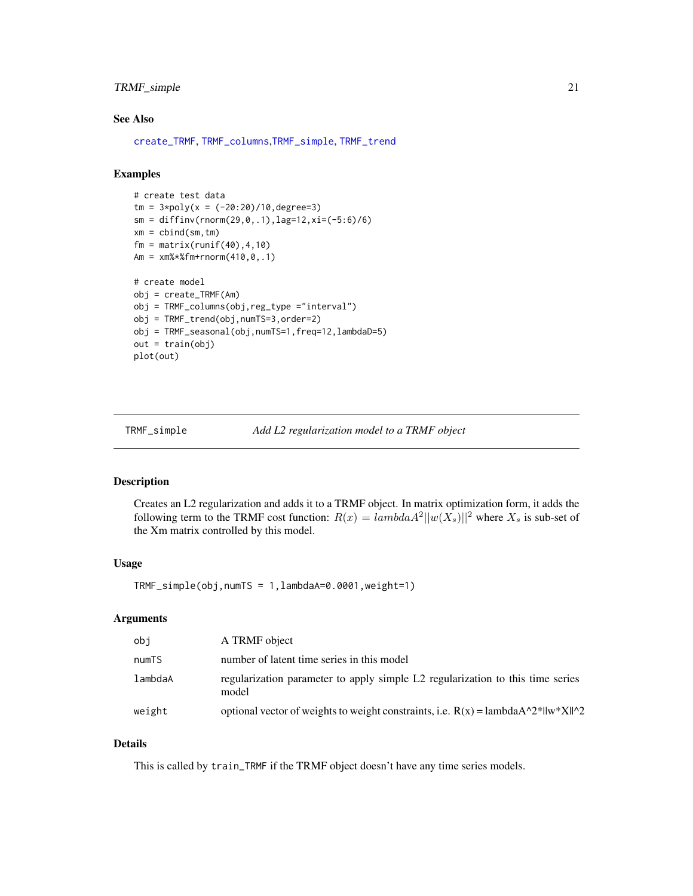## See Also

create_TRMF, TRMF_columns,TRMF_simple, TRMF_trend

## Examples

```
# create test data
tm = 3*poly(x = (-20:20)/10,degree=3)
sm = diffinv(rnorm(29,0,.1),lag=12,xi=(-5:6)/6)
xm = cbind(sm,tm)
fm = matrix(runif(40),4,10)
Am = xm%*%fm+rnorm(410,0,.1)

# create model
obj = create_TRMF(Am)
obj = TRMF_columns(obj,reg_type ="interval")
obj = TRMF_trend(obj,numTS=3,order=2)
obj = TRMF_seasonal(obj,numTS=1,freq=12,lambdaD=5)
out = train(obj)
plot(out)
```

---

TRMF_simple *Add L2 regularization model to a TRMF object*

---

## Description

Creates an L2 regularization and adds it to a TRMF object. In matrix optimization form, it adds the following term to the TRMF cost function: $R(x) = lambdaA^2||w(X_s)||^2$ where $X_s$ is sub-set of the Xm matrix controlled by this model.

## Usage

```
TRMF_simple(obj,numTS = 1,lambdaA=0.0001,weight=1)
```

## Arguments

| | |
|---|---|
| obj | A TRMF object |
| numTS | number of latent time series in this model |
| lambdaA | regularization parameter to apply simple L2 regularization to this time series model |
| weight | optional vector of weights to weight constraints, i.e. R(x) = lambdaA^2*||w*X||^2 |

## Details

This is called by train_TRMF if the TRMF object doesn't have any time series models.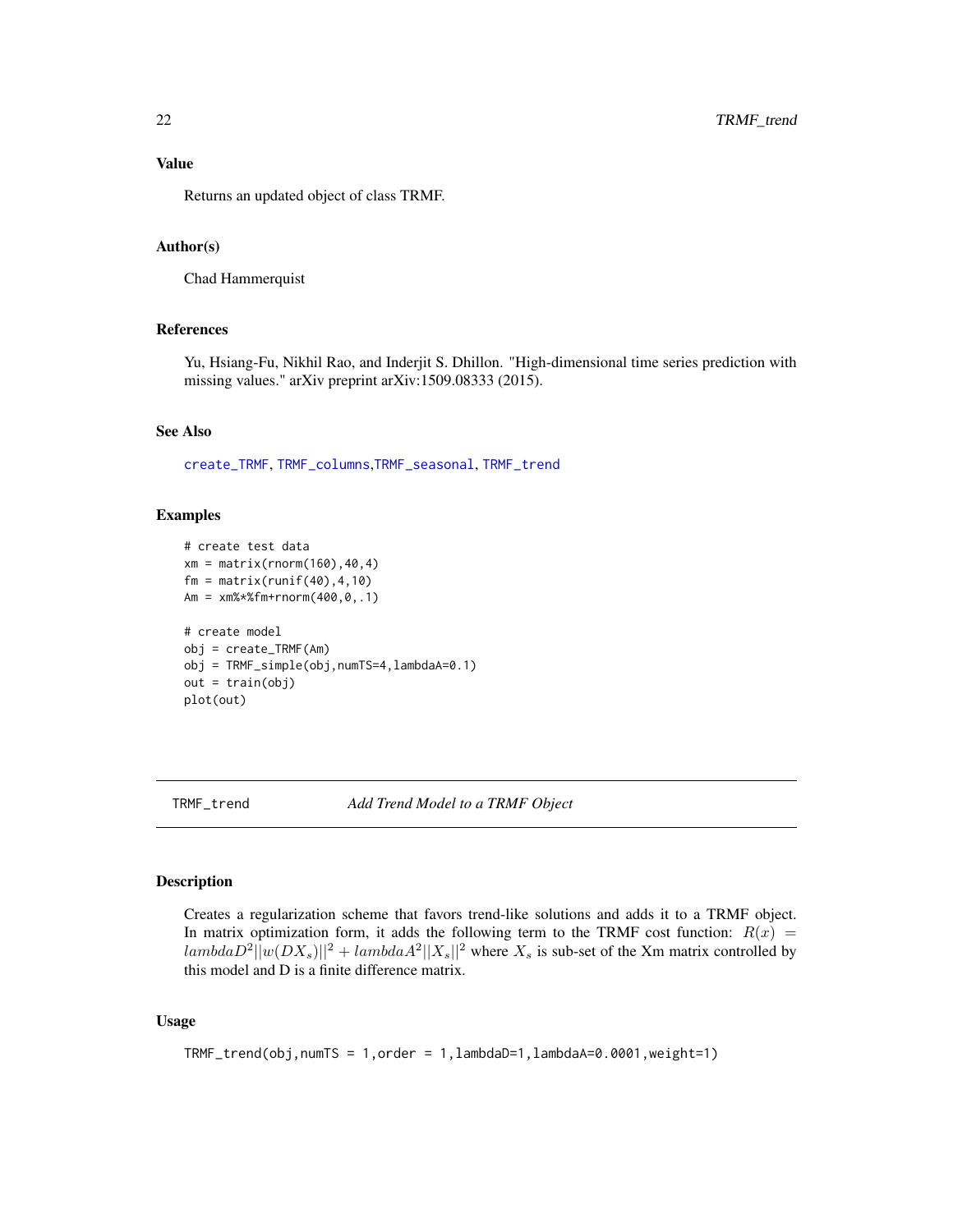### Value

Returns an updated object of class TRMF.

### Author(s)

Chad Hammerquist

### References

Yu, Hsiang-Fu, Nikhil Rao, and Inderjit S. Dhillon. "High-dimensional time series prediction with missing values." arXiv preprint arXiv:1509.08333 (2015).

### See Also

create_TRMF, TRMF_columns,TRMF_seasonal, TRMF_trend

### Examples

```
# create test data
xm = matrix(rnorm(160),40,4)
fm = matrix(runif(40),4,10)
Am = xm%*%fm+rnorm(400,0,.1)

# create model
obj = create_TRMF(Am)
obj = TRMF_simple(obj,numTS=4,lambdaA=0.1)
out = train(obj)
plot(out)
```

---

## TRMF_trend *Add Trend Model to a TRMF Object*

### Description

Creates a regularization scheme that favors trend-like solutions and adds it to a TRMF object. In matrix optimization form, it adds the following term to the TRMF cost function: $R(x) = lambdaD^2||w(DX_s)||^2 + lambdaA^2||X_s||^2$ where $X_s$ is sub-set of the Xm matrix controlled by this model and D is a finite difference matrix.

### Usage

```
TRMF_trend(obj,numTS = 1,order = 1,lambdaD=1,lambdaA=0.0001,weight=1)
```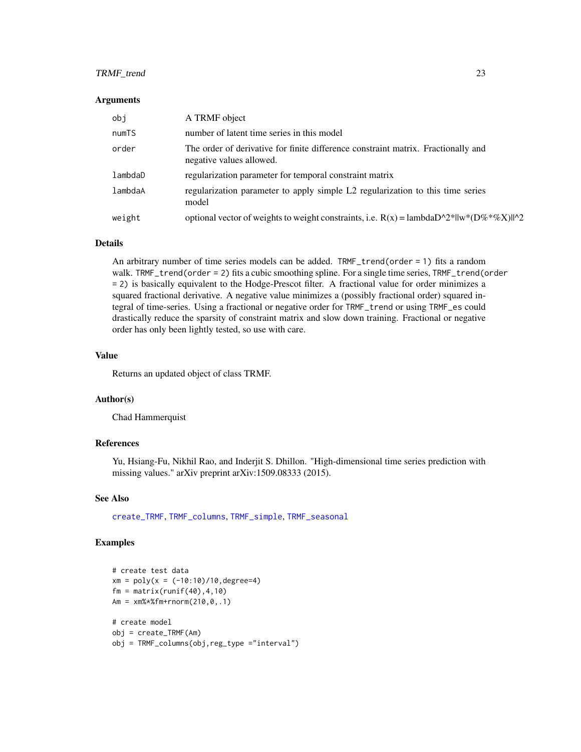### Arguments

| | |
|---|---|
| `obj` | A TRMF object |
| `numTS` | number of latent time series in this model |
| `order` | The order of derivative for finite difference constraint matrix. Fractionally and negative values allowed. |
| `lambdaD` | regularization parameter for temporal constraint matrix |
| `lambdaA` | regularization parameter to apply simple L2 regularization to this time series model |
| `weight` | optional vector of weights to weight constraints, i.e. R(x) = lambdaD^2*\|\|w*(D%*%X)\|\|^2 |

### Details

An arbitrary number of time series models can be added. `TRMF_trend(order = 1)` fits a random walk. `TRMF_trend(order = 2)` fits a cubic smoothing spline. For a single time series, `TRMF_trend(order = 2)` is basically equivalent to the Hodge-Prescot filter. A fractional value for order minimizes a squared fractional derivative. A negative value minimizes a (possibly fractional order) squared integral of time-series. Using a fractional or negative order for `TRMF_trend` or using `TRMF_es` could drastically reduce the sparsity of constraint matrix and slow down training. Fractional or negative order has only been lightly tested, so use with care.

### Value

Returns an updated object of class TRMF.

### Author(s)

Chad Hammerquist

### References

Yu, Hsiang-Fu, Nikhil Rao, and Inderjit S. Dhillon. "High-dimensional time series prediction with missing values." arXiv preprint arXiv:1509.08333 (2015).

### See Also

`create_TRMF`, `TRMF_columns`, `TRMF_simple`, `TRMF_seasonal`

### Examples

```
# create test data
xm = poly(x = (-10:10)/10,degree=4)
fm = matrix(runif(40),4,10)
Am = xm%*%fm+rnorm(210,0,.1)

# create model
obj = create_TRMF(Am)
obj = TRMF_columns(obj,reg_type ="interval")
```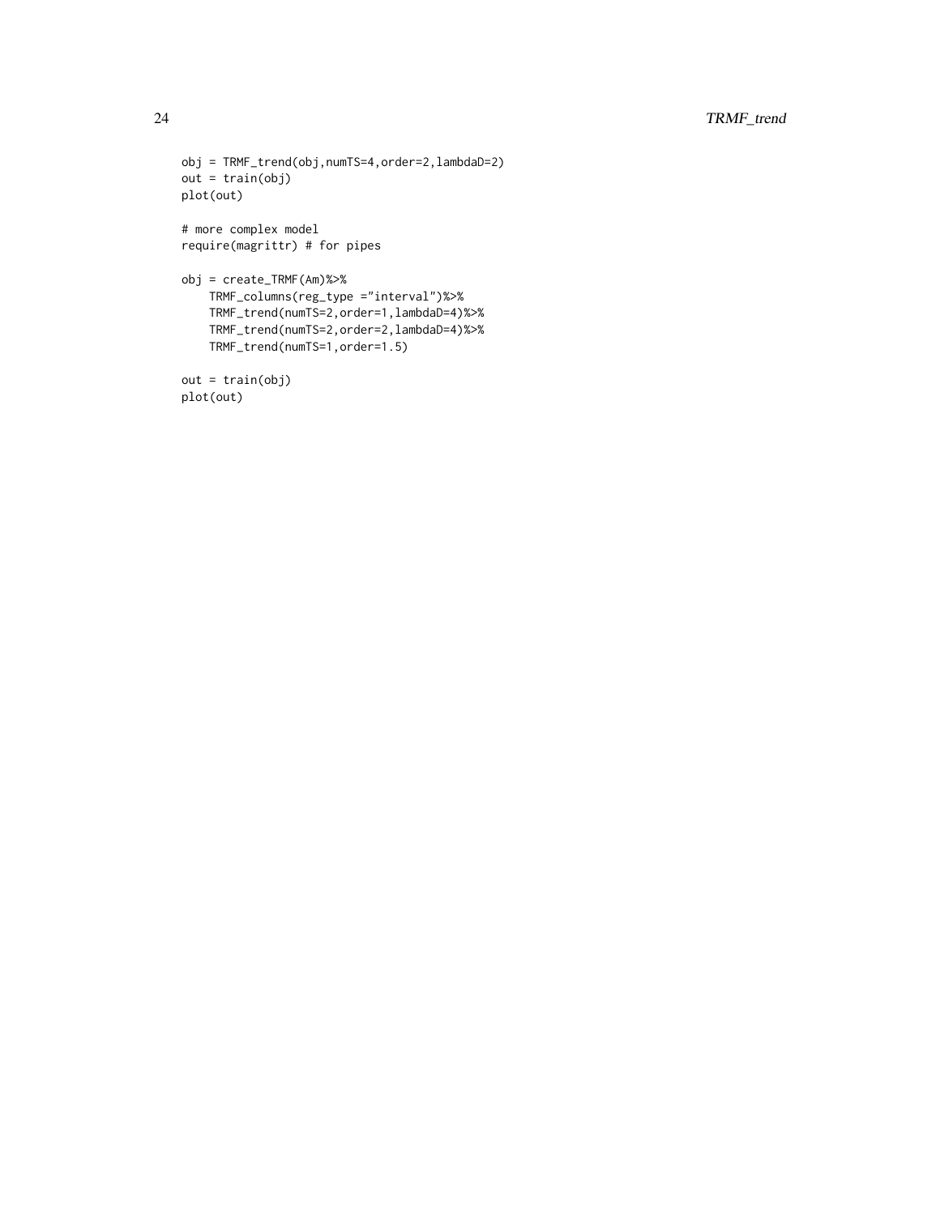```
obj = TRMF_trend(obj,numTS=4,order=2,lambdaD=2)
out = train(obj)
plot(out)

# more complex model
require(magrittr) # for pipes

obj = create_TRMF(Am)%>%
    TRMF_columns(reg_type ="interval")%>%
    TRMF_trend(numTS=2,order=1,lambdaD=4)%>%
    TRMF_trend(numTS=2,order=2,lambdaD=4)%>%
    TRMF_trend(numTS=1,order=1.5)

out = train(obj)
plot(out)
```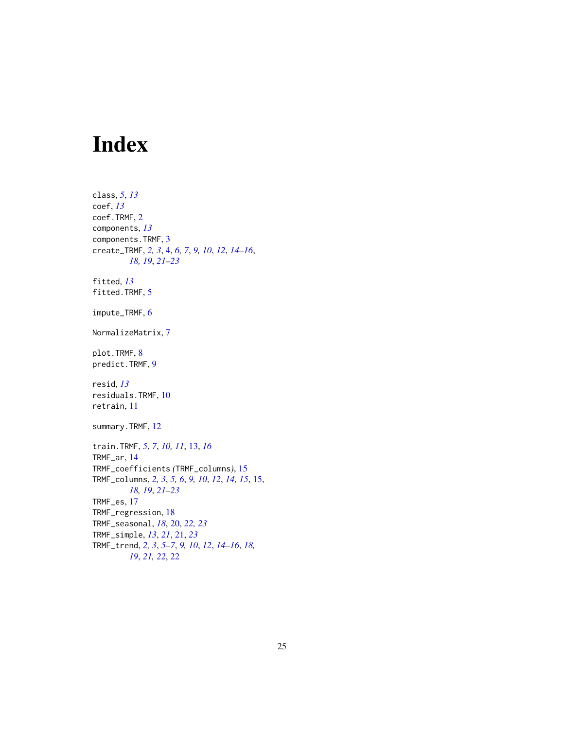# Index

class, *5*, *13*
coef, *13*
coef.TRMF, 2
components, *13*
components.TRMF, 3
create_TRMF, *2, 3*, 4, *6, 7, 9, 10*, *12*, *14–16*, *18, 19*, *21–23*

fitted, *13*
fitted.TRMF, 5

impute_TRMF, 6

NormalizeMatrix, 7

plot.TRMF, 8
predict.TRMF, 9

resid, *13*
residuals.TRMF, 10
retrain, 11

summary.TRMF, 12

train.TRMF, *5*, *7*, *10, 11*, 13, *16*
TRMF_ar, 14
TRMF_coefficients *(*TRMF_columns*)*, 15
TRMF_columns, *2, 3*, *5, 6*, *9, 10*, *12*, *14, 15*, 15, *18, 19*, *21–23*
TRMF_es, 17
TRMF_regression, 18
TRMF_seasonal, *18*, 20, *22, 23*
TRMF_simple, *13*, *21*, 21, *23*
TRMF_trend, *2, 3*, *5–7*, *9, 10*, *12*, *14–16*, *18, 19*, *21, 22*, 22